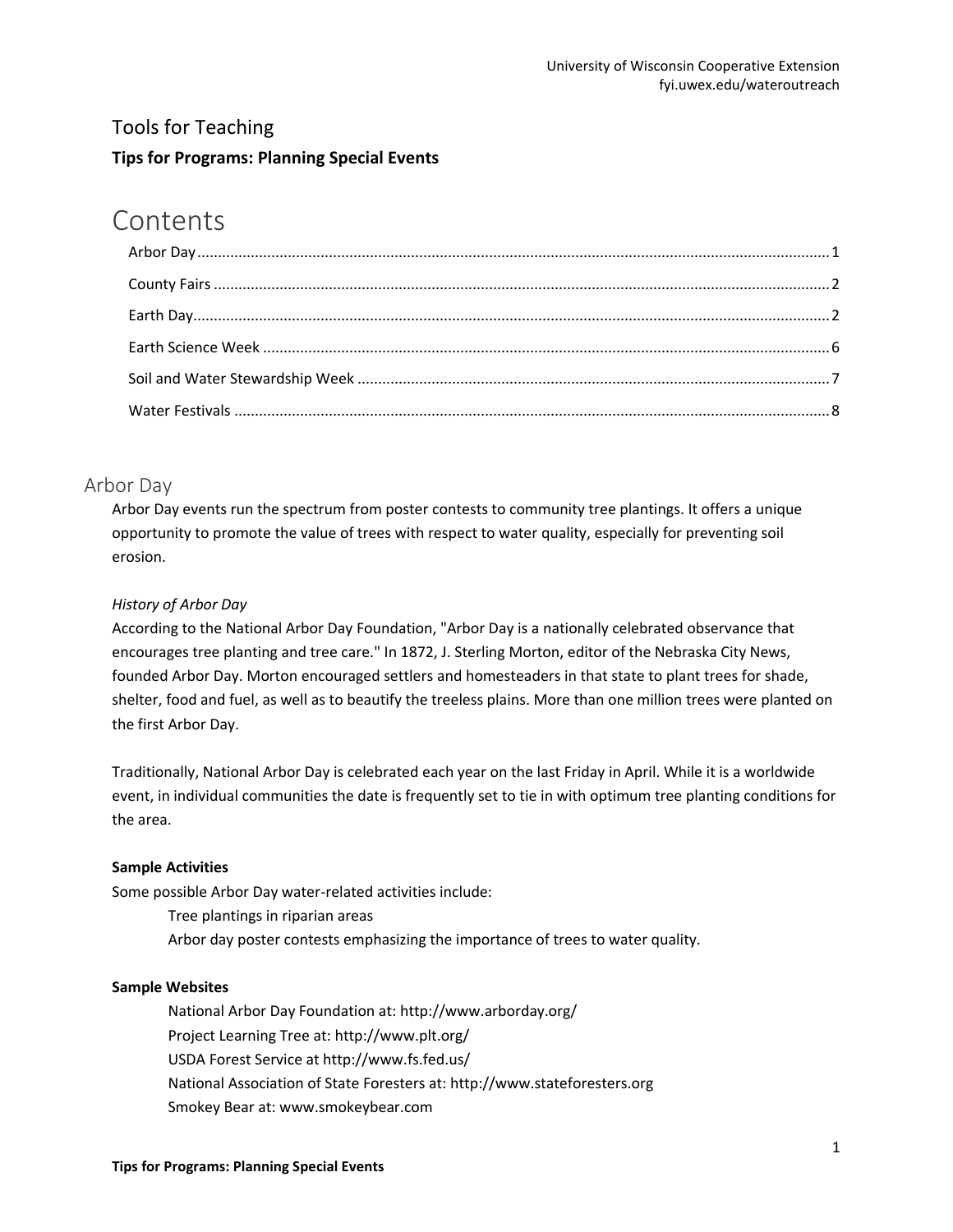University of Wisconsin Cooperative Extension
fyi.uwex.edu/wateroutreach

# Tools for Teaching

**Tips for Programs: Planning Special Events**

## Contents

- Arbor Day ....... 1
- County Fairs ....... 2
- Earth Day ....... 2
- Earth Science Week ....... 6
- Soil and Water Stewardship Week ....... 7
- Water Festivals ....... 8

## Arbor Day

Arbor Day events run the spectrum from poster contests to community tree plantings. It offers a unique opportunity to promote the value of trees with respect to water quality, especially for preventing soil erosion.

*History of Arbor Day*

According to the National Arbor Day Foundation, "Arbor Day is a nationally celebrated observance that encourages tree planting and tree care." In 1872, J. Sterling Morton, editor of the Nebraska City News, founded Arbor Day. Morton encouraged settlers and homesteaders in that state to plant trees for shade, shelter, food and fuel, as well as to beautify the treeless plains. More than one million trees were planted on the first Arbor Day.

Traditionally, National Arbor Day is celebrated each year on the last Friday in April. While it is a worldwide event, in individual communities the date is frequently set to tie in with optimum tree planting conditions for the area.

**Sample Activities**

Some possible Arbor Day water-related activities include:

- Tree plantings in riparian areas
- Arbor day poster contests emphasizing the importance of trees to water quality.

**Sample Websites**

- National Arbor Day Foundation at: http://www.arborday.org/
- Project Learning Tree at: http://www.plt.org/
- USDA Forest Service at http://www.fs.fed.us/
- National Association of State Foresters at: http://www.stateforesters.org
- Smokey Bear at: www.smokeybear.com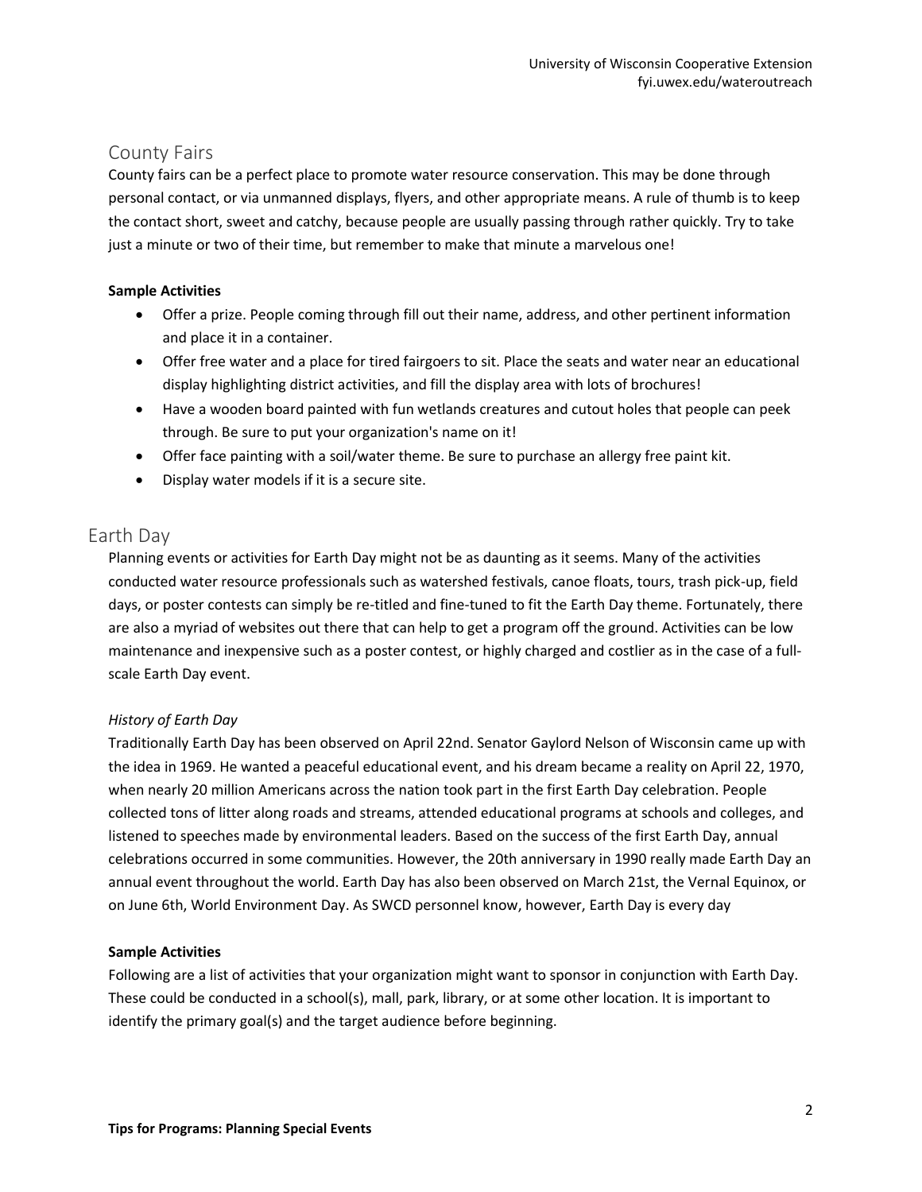## County Fairs

County fairs can be a perfect place to promote water resource conservation. This may be done through personal contact, or via unmanned displays, flyers, and other appropriate means. A rule of thumb is to keep the contact short, sweet and catchy, because people are usually passing through rather quickly. Try to take just a minute or two of their time, but remember to make that minute a marvelous one!

**Sample Activities**

- Offer a prize. People coming through fill out their name, address, and other pertinent information and place it in a container.
- Offer free water and a place for tired fairgoers to sit. Place the seats and water near an educational display highlighting district activities, and fill the display area with lots of brochures!
- Have a wooden board painted with fun wetlands creatures and cutout holes that people can peek through. Be sure to put your organization's name on it!
- Offer face painting with a soil/water theme. Be sure to purchase an allergy free paint kit.
- Display water models if it is a secure site.

## Earth Day

Planning events or activities for Earth Day might not be as daunting as it seems. Many of the activities conducted water resource professionals such as watershed festivals, canoe floats, tours, trash pick-up, field days, or poster contests can simply be re-titled and fine-tuned to fit the Earth Day theme. Fortunately, there are also a myriad of websites out there that can help to get a program off the ground. Activities can be low maintenance and inexpensive such as a poster contest, or highly charged and costlier as in the case of a full-scale Earth Day event.

*History of Earth Day*

Traditionally Earth Day has been observed on April 22nd. Senator Gaylord Nelson of Wisconsin came up with the idea in 1969. He wanted a peaceful educational event, and his dream became a reality on April 22, 1970, when nearly 20 million Americans across the nation took part in the first Earth Day celebration. People collected tons of litter along roads and streams, attended educational programs at schools and colleges, and listened to speeches made by environmental leaders. Based on the success of the first Earth Day, annual celebrations occurred in some communities. However, the 20th anniversary in 1990 really made Earth Day an annual event throughout the world. Earth Day has also been observed on March 21st, the Vernal Equinox, or on June 6th, World Environment Day. As SWCD personnel know, however, Earth Day is every day

**Sample Activities**

Following are a list of activities that your organization might want to sponsor in conjunction with Earth Day. These could be conducted in a school(s), mall, park, library, or at some other location. It is important to identify the primary goal(s) and the target audience before beginning.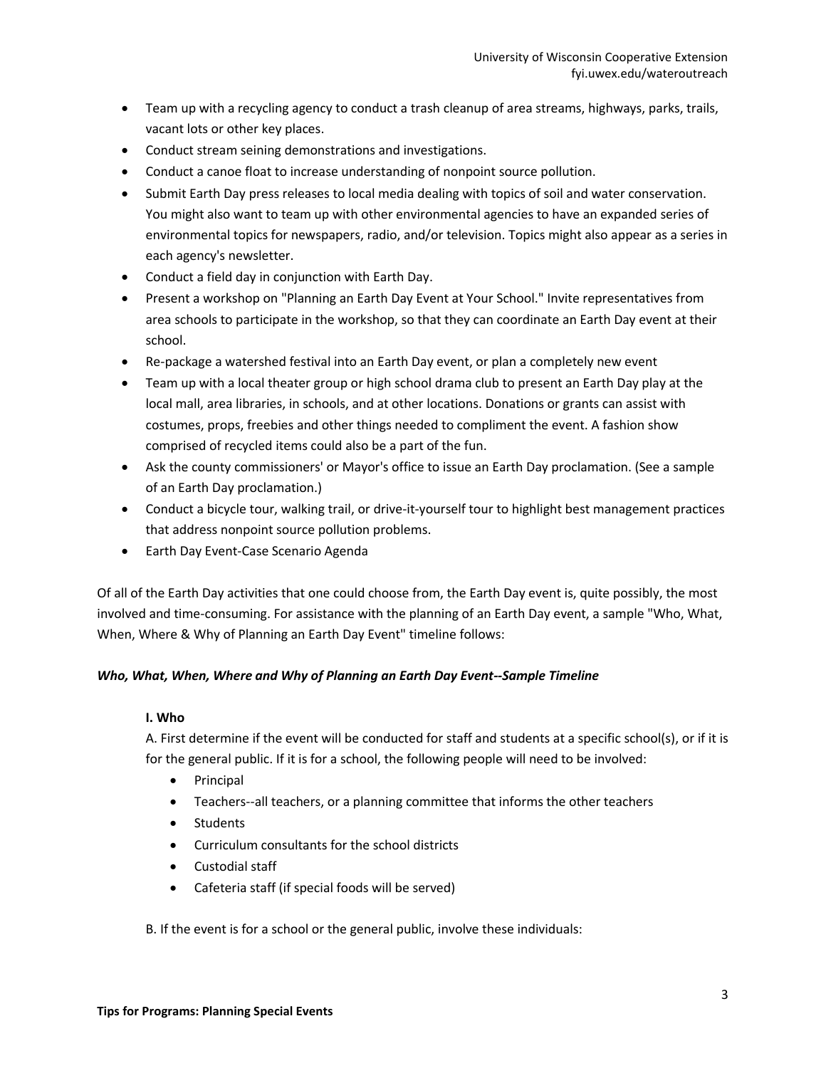- Team up with a recycling agency to conduct a trash cleanup of area streams, highways, parks, trails, vacant lots or other key places.
- Conduct stream seining demonstrations and investigations.
- Conduct a canoe float to increase understanding of nonpoint source pollution.
- Submit Earth Day press releases to local media dealing with topics of soil and water conservation. You might also want to team up with other environmental agencies to have an expanded series of environmental topics for newspapers, radio, and/or television. Topics might also appear as a series in each agency's newsletter.
- Conduct a field day in conjunction with Earth Day.
- Present a workshop on "Planning an Earth Day Event at Your School." Invite representatives from area schools to participate in the workshop, so that they can coordinate an Earth Day event at their school.
- Re-package a watershed festival into an Earth Day event, or plan a completely new event
- Team up with a local theater group or high school drama club to present an Earth Day play at the local mall, area libraries, in schools, and at other locations. Donations or grants can assist with costumes, props, freebies and other things needed to compliment the event. A fashion show comprised of recycled items could also be a part of the fun.
- Ask the county commissioners' or Mayor's office to issue an Earth Day proclamation. (See a sample of an Earth Day proclamation.)
- Conduct a bicycle tour, walking trail, or drive-it-yourself tour to highlight best management practices that address nonpoint source pollution problems.
- Earth Day Event-Case Scenario Agenda

Of all of the Earth Day activities that one could choose from, the Earth Day event is, quite possibly, the most involved and time-consuming. For assistance with the planning of an Earth Day event, a sample "Who, What, When, Where & Why of Planning an Earth Day Event" timeline follows:

***Who, What, When, Where and Why of Planning an Earth Day Event--Sample Timeline***

**I. Who**

A. First determine if the event will be conducted for staff and students at a specific school(s), or if it is for the general public. If it is for a school, the following people will need to be involved:

- Principal
- Teachers--all teachers, or a planning committee that informs the other teachers
- Students
- Curriculum consultants for the school districts
- Custodial staff
- Cafeteria staff (if special foods will be served)

B. If the event is for a school or the general public, involve these individuals: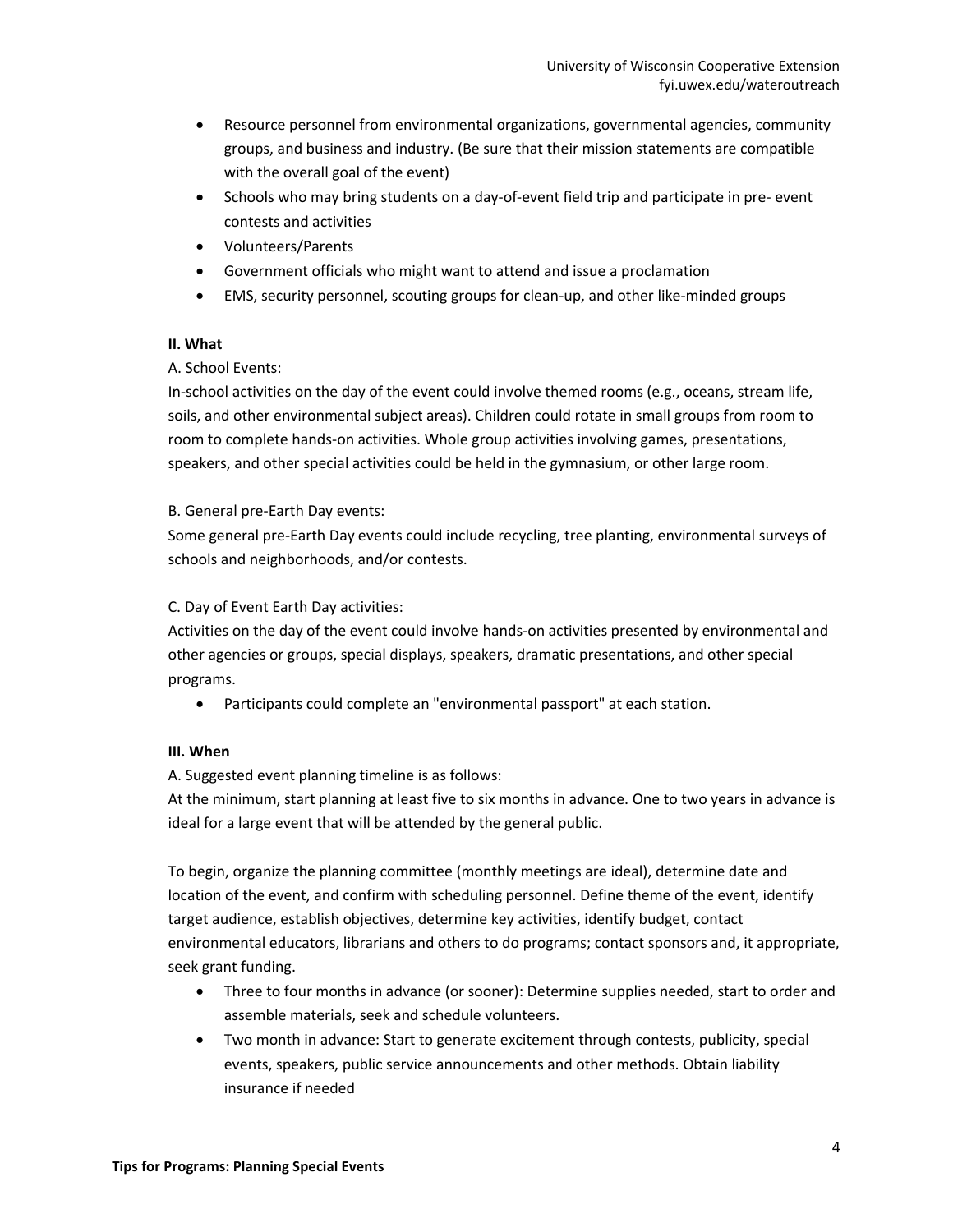- Resource personnel from environmental organizations, governmental agencies, community groups, and business and industry. (Be sure that their mission statements are compatible with the overall goal of the event)
- Schools who may bring students on a day-of-event field trip and participate in pre- event contests and activities
- Volunteers/Parents
- Government officials who might want to attend and issue a proclamation
- EMS, security personnel, scouting groups for clean-up, and other like-minded groups

**II. What**

A. School Events:

In-school activities on the day of the event could involve themed rooms (e.g., oceans, stream life, soils, and other environmental subject areas). Children could rotate in small groups from room to room to complete hands-on activities. Whole group activities involving games, presentations, speakers, and other special activities could be held in the gymnasium, or other large room.

B. General pre-Earth Day events:

Some general pre-Earth Day events could include recycling, tree planting, environmental surveys of schools and neighborhoods, and/or contests.

C. Day of Event Earth Day activities:

Activities on the day of the event could involve hands-on activities presented by environmental and other agencies or groups, special displays, speakers, dramatic presentations, and other special programs.

- Participants could complete an "environmental passport" at each station.

**III. When**

A. Suggested event planning timeline is as follows:

At the minimum, start planning at least five to six months in advance. One to two years in advance is ideal for a large event that will be attended by the general public.

To begin, organize the planning committee (monthly meetings are ideal), determine date and location of the event, and confirm with scheduling personnel. Define theme of the event, identify target audience, establish objectives, determine key activities, identify budget, contact environmental educators, librarians and others to do programs; contact sponsors and, it appropriate, seek grant funding.

- Three to four months in advance (or sooner): Determine supplies needed, start to order and assemble materials, seek and schedule volunteers.
- Two month in advance: Start to generate excitement through contests, publicity, special events, speakers, public service announcements and other methods. Obtain liability insurance if needed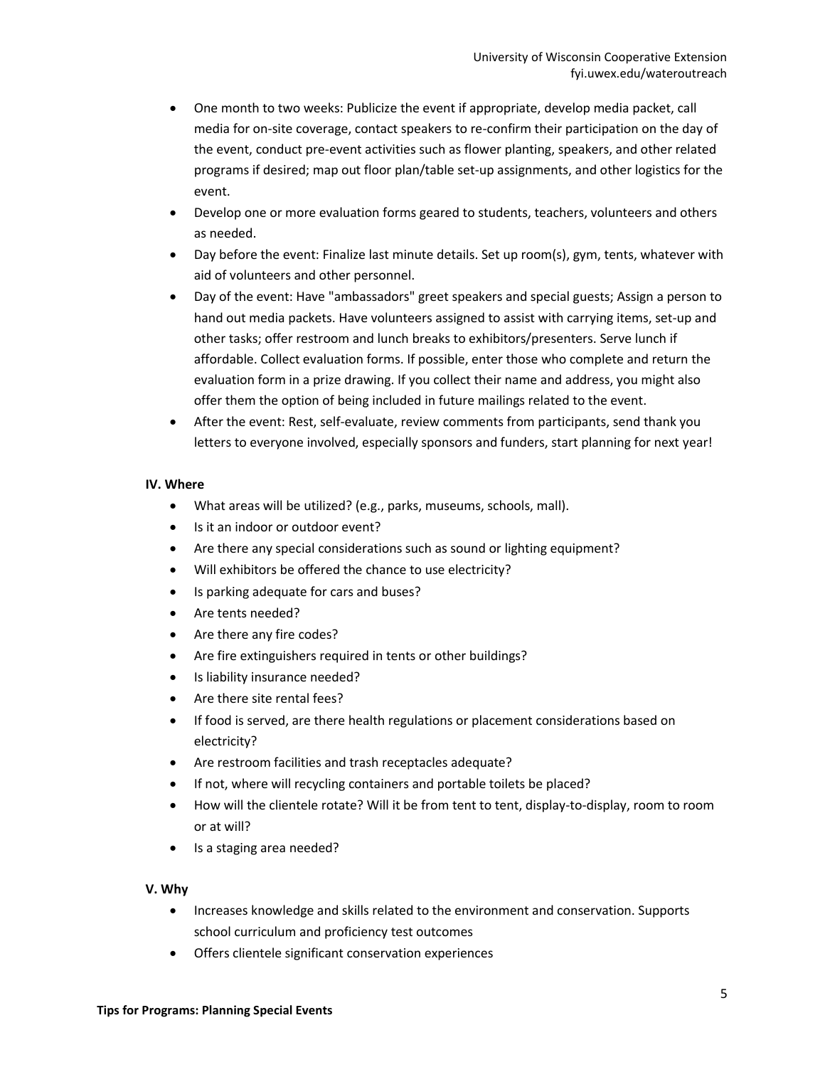- One month to two weeks: Publicize the event if appropriate, develop media packet, call media for on-site coverage, contact speakers to re-confirm their participation on the day of the event, conduct pre-event activities such as flower planting, speakers, and other related programs if desired; map out floor plan/table set-up assignments, and other logistics for the event.
- Develop one or more evaluation forms geared to students, teachers, volunteers and others as needed.
- Day before the event: Finalize last minute details. Set up room(s), gym, tents, whatever with aid of volunteers and other personnel.
- Day of the event: Have "ambassadors" greet speakers and special guests; Assign a person to hand out media packets. Have volunteers assigned to assist with carrying items, set-up and other tasks; offer restroom and lunch breaks to exhibitors/presenters. Serve lunch if affordable. Collect evaluation forms. If possible, enter those who complete and return the evaluation form in a prize drawing. If you collect their name and address, you might also offer them the option of being included in future mailings related to the event.
- After the event: Rest, self-evaluate, review comments from participants, send thank you letters to everyone involved, especially sponsors and funders, start planning for next year!

**IV. Where**

- What areas will be utilized? (e.g., parks, museums, schools, mall).
- Is it an indoor or outdoor event?
- Are there any special considerations such as sound or lighting equipment?
- Will exhibitors be offered the chance to use electricity?
- Is parking adequate for cars and buses?
- Are tents needed?
- Are there any fire codes?
- Are fire extinguishers required in tents or other buildings?
- Is liability insurance needed?
- Are there site rental fees?
- If food is served, are there health regulations or placement considerations based on electricity?
- Are restroom facilities and trash receptacles adequate?
- If not, where will recycling containers and portable toilets be placed?
- How will the clientele rotate? Will it be from tent to tent, display-to-display, room to room or at will?
- Is a staging area needed?

**V. Why**

- Increases knowledge and skills related to the environment and conservation. Supports school curriculum and proficiency test outcomes
- Offers clientele significant conservation experiences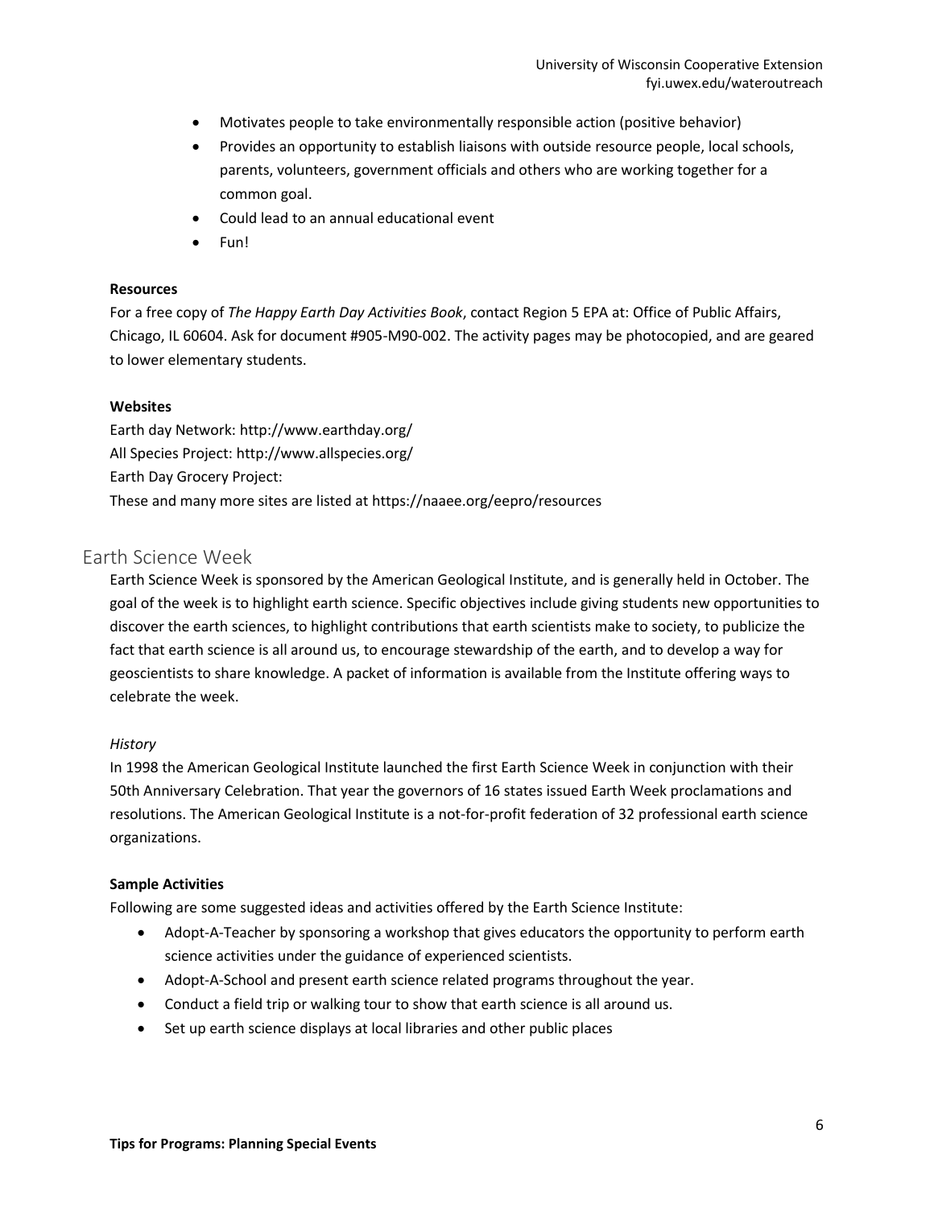- Motivates people to take environmentally responsible action (positive behavior)
- Provides an opportunity to establish liaisons with outside resource people, local schools, parents, volunteers, government officials and others who are working together for a common goal.
- Could lead to an annual educational event
- Fun!

**Resources**

For a free copy of *The Happy Earth Day Activities Book*, contact Region 5 EPA at: Office of Public Affairs, Chicago, IL 60604. Ask for document #905-M90-002. The activity pages may be photocopied, and are geared to lower elementary students.

**Websites**

Earth day Network: http://www.earthday.org/
All Species Project: http://www.allspecies.org/
Earth Day Grocery Project:
These and many more sites are listed at https://naaee.org/eepro/resources

## Earth Science Week

Earth Science Week is sponsored by the American Geological Institute, and is generally held in October. The goal of the week is to highlight earth science. Specific objectives include giving students new opportunities to discover the earth sciences, to highlight contributions that earth scientists make to society, to publicize the fact that earth science is all around us, to encourage stewardship of the earth, and to develop a way for geoscientists to share knowledge. A packet of information is available from the Institute offering ways to celebrate the week.

*History*

In 1998 the American Geological Institute launched the first Earth Science Week in conjunction with their 50th Anniversary Celebration. That year the governors of 16 states issued Earth Week proclamations and resolutions. The American Geological Institute is a not-for-profit federation of 32 professional earth science organizations.

**Sample Activities**

Following are some suggested ideas and activities offered by the Earth Science Institute:

- Adopt-A-Teacher by sponsoring a workshop that gives educators the opportunity to perform earth science activities under the guidance of experienced scientists.
- Adopt-A-School and present earth science related programs throughout the year.
- Conduct a field trip or walking tour to show that earth science is all around us.
- Set up earth science displays at local libraries and other public places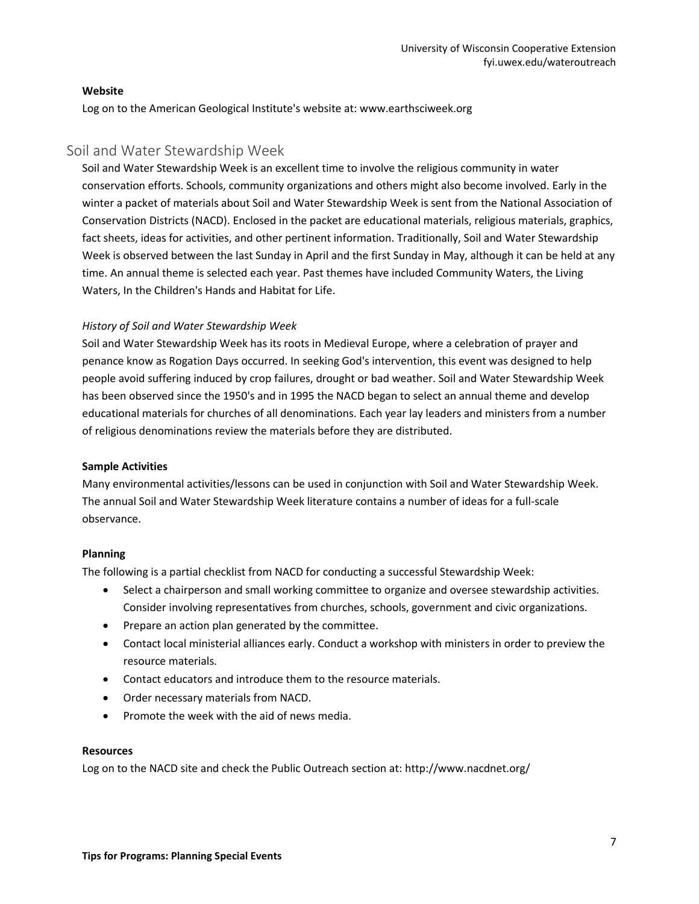**Website**

Log on to the American Geological Institute's website at: www.earthsciweek.org

## Soil and Water Stewardship Week

Soil and Water Stewardship Week is an excellent time to involve the religious community in water conservation efforts. Schools, community organizations and others might also become involved. Early in the winter a packet of materials about Soil and Water Stewardship Week is sent from the National Association of Conservation Districts (NACD). Enclosed in the packet are educational materials, religious materials, graphics, fact sheets, ideas for activities, and other pertinent information. Traditionally, Soil and Water Stewardship Week is observed between the last Sunday in April and the first Sunday in May, although it can be held at any time. An annual theme is selected each year. Past themes have included Community Waters, the Living Waters, In the Children's Hands and Habitat for Life.

*History of Soil and Water Stewardship Week*

Soil and Water Stewardship Week has its roots in Medieval Europe, where a celebration of prayer and penance know as Rogation Days occurred. In seeking God's intervention, this event was designed to help people avoid suffering induced by crop failures, drought or bad weather. Soil and Water Stewardship Week has been observed since the 1950's and in 1995 the NACD began to select an annual theme and develop educational materials for churches of all denominations. Each year lay leaders and ministers from a number of religious denominations review the materials before they are distributed.

**Sample Activities**

Many environmental activities/lessons can be used in conjunction with Soil and Water Stewardship Week. The annual Soil and Water Stewardship Week literature contains a number of ideas for a full-scale observance.

**Planning**

The following is a partial checklist from NACD for conducting a successful Stewardship Week:

- Select a chairperson and small working committee to organize and oversee stewardship activities. Consider involving representatives from churches, schools, government and civic organizations.
- Prepare an action plan generated by the committee.
- Contact local ministerial alliances early. Conduct a workshop with ministers in order to preview the resource materials.
- Contact educators and introduce them to the resource materials.
- Order necessary materials from NACD.
- Promote the week with the aid of news media.

**Resources**

Log on to the NACD site and check the Public Outreach section at: http://www.nacdnet.org/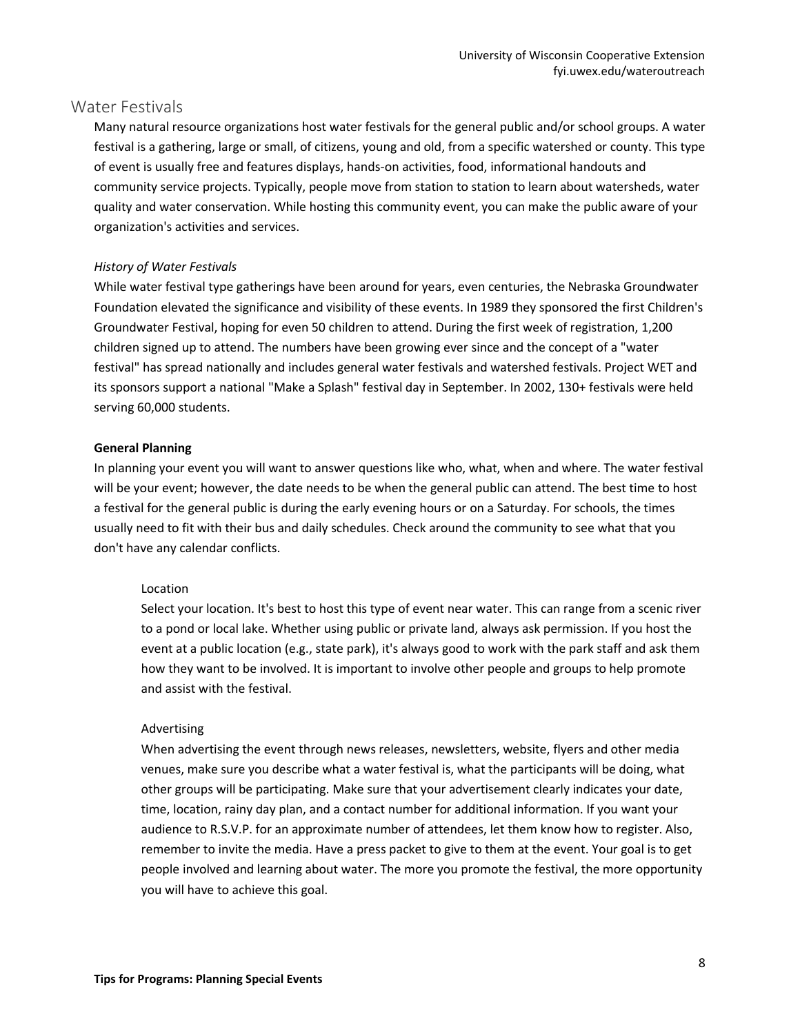## Water Festivals

Many natural resource organizations host water festivals for the general public and/or school groups. A water festival is a gathering, large or small, of citizens, young and old, from a specific watershed or county. This type of event is usually free and features displays, hands-on activities, food, informational handouts and community service projects. Typically, people move from station to station to learn about watersheds, water quality and water conservation. While hosting this community event, you can make the public aware of your organization's activities and services.

*History of Water Festivals*

While water festival type gatherings have been around for years, even centuries, the Nebraska Groundwater Foundation elevated the significance and visibility of these events. In 1989 they sponsored the first Children's Groundwater Festival, hoping for even 50 children to attend. During the first week of registration, 1,200 children signed up to attend. The numbers have been growing ever since and the concept of a "water festival" has spread nationally and includes general water festivals and watershed festivals. Project WET and its sponsors support a national "Make a Splash" festival day in September. In 2002, 130+ festivals were held serving 60,000 students.

**General Planning**

In planning your event you will want to answer questions like who, what, when and where. The water festival will be your event; however, the date needs to be when the general public can attend. The best time to host a festival for the general public is during the early evening hours or on a Saturday. For schools, the times usually need to fit with their bus and daily schedules. Check around the community to see what that you don't have any calendar conflicts.

Location

Select your location. It's best to host this type of event near water. This can range from a scenic river to a pond or local lake. Whether using public or private land, always ask permission. If you host the event at a public location (e.g., state park), it's always good to work with the park staff and ask them how they want to be involved. It is important to involve other people and groups to help promote and assist with the festival.

Advertising

When advertising the event through news releases, newsletters, website, flyers and other media venues, make sure you describe what a water festival is, what the participants will be doing, what other groups will be participating. Make sure that your advertisement clearly indicates your date, time, location, rainy day plan, and a contact number for additional information. If you want your audience to R.S.V.P. for an approximate number of attendees, let them know how to register. Also, remember to invite the media. Have a press packet to give to them at the event. Your goal is to get people involved and learning about water. The more you promote the festival, the more opportunity you will have to achieve this goal.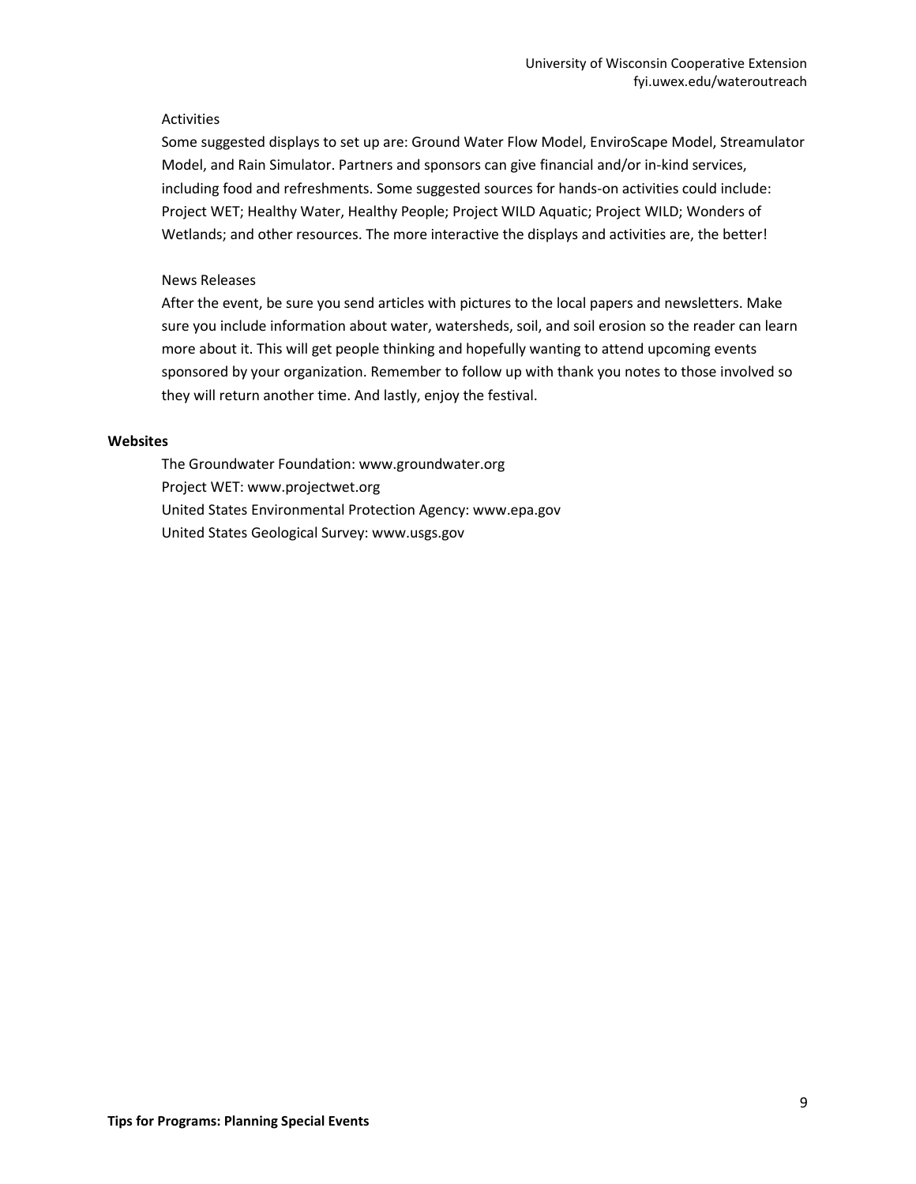### Activities

Some suggested displays to set up are: Ground Water Flow Model, EnviroScape Model, Streamulator Model, and Rain Simulator. Partners and sponsors can give financial and/or in-kind services, including food and refreshments. Some suggested sources for hands-on activities could include: Project WET; Healthy Water, Healthy People; Project WILD Aquatic; Project WILD; Wonders of Wetlands; and other resources. The more interactive the displays and activities are, the better!

### News Releases

After the event, be sure you send articles with pictures to the local papers and newsletters. Make sure you include information about water, watersheds, soil, and soil erosion so the reader can learn more about it. This will get people thinking and hopefully wanting to attend upcoming events sponsored by your organization. Remember to follow up with thank you notes to those involved so they will return another time. And lastly, enjoy the festival.

## Websites

The Groundwater Foundation: www.groundwater.org
Project WET: www.projectwet.org
United States Environmental Protection Agency: www.epa.gov
United States Geological Survey: www.usgs.gov